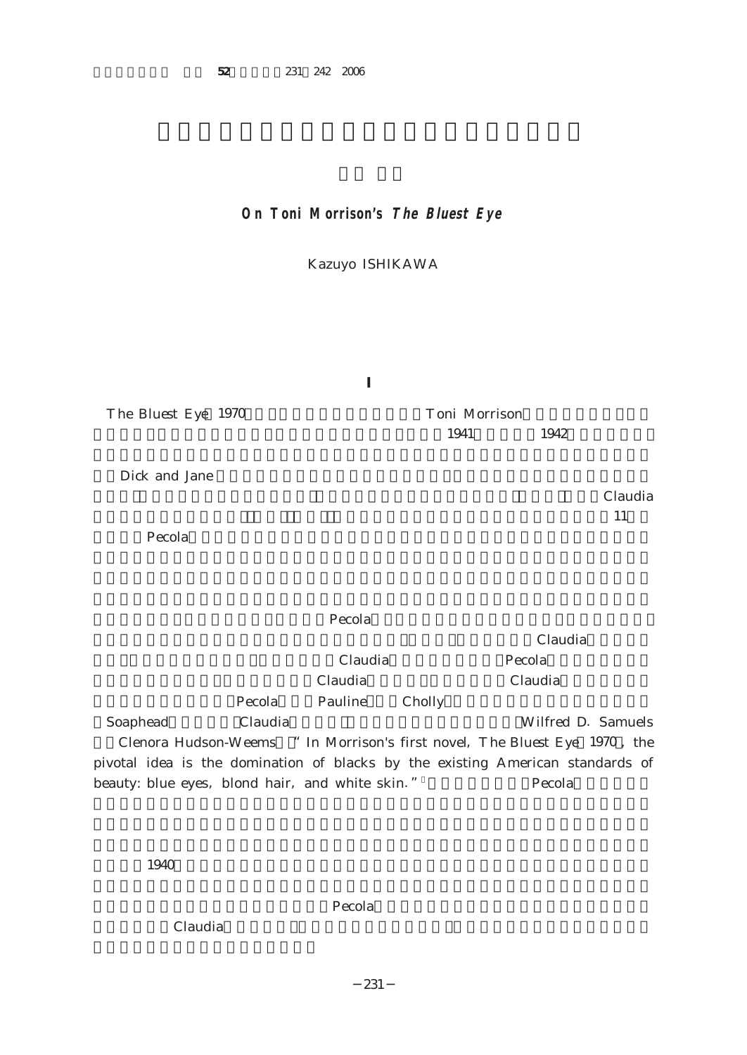# On Toni Morrison's *The Bluest Eye*

Kazuyo ISHIKAWA

## I

The Bluest Eye 1970 Toni Morrison
1941 1942

Dick and Jane
Claudia
11
Pecola

Pecola
Claudia
Claudia Pecola
Claudia Claudia
Pecola Pauline Cholly
Soaphead Claudia Wilfred D. Samuels
Clenora Hudson-Weems "In Morrison's first novel, The Bluest Eye 1970, the pivotal idea is the domination of blacks by the existing American standards of beauty: blue eyes, blond hair, and white skin." Pecola

1940

Pecola
Claudia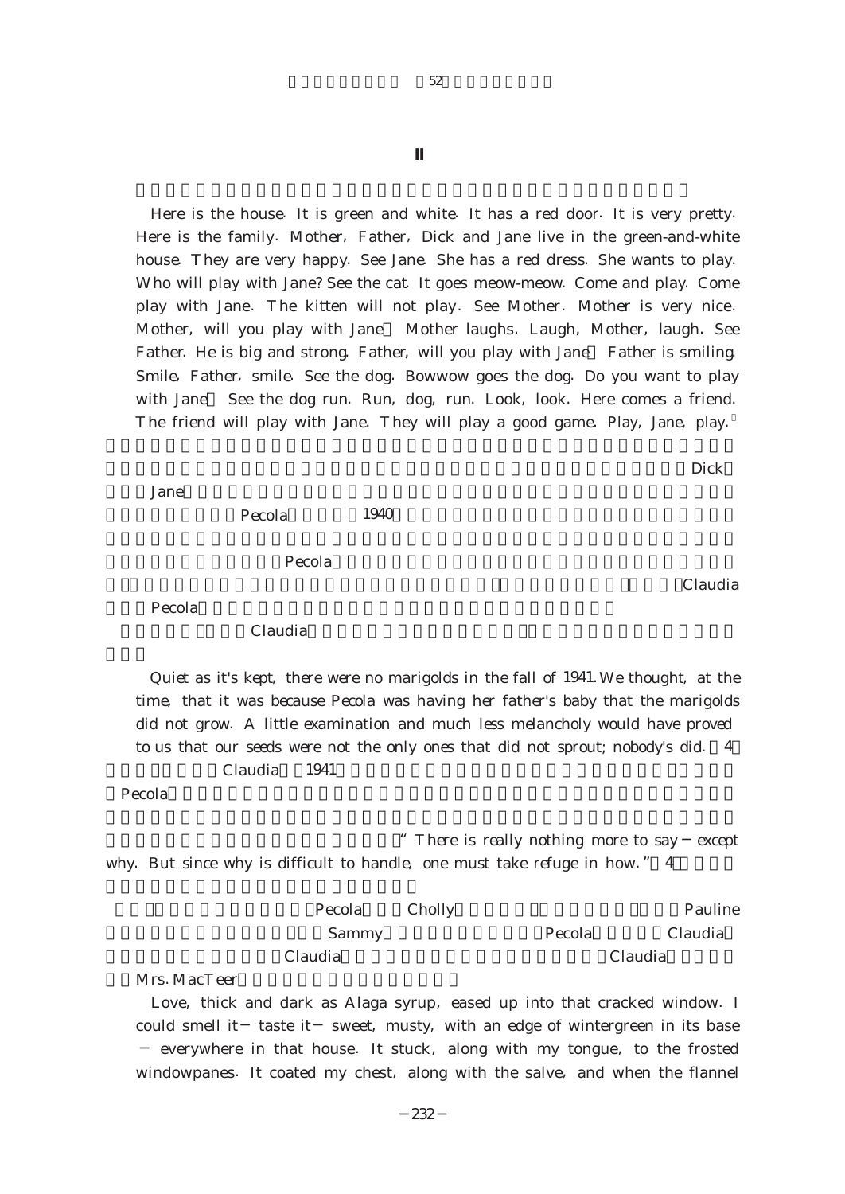## II

Here is the house. It is green and white. It has a red door. It is very pretty. Here is the family. Mother, Father, Dick and Jane live in the green-and-white house. They are very happy. See Jane. She has a red dress. She wants to play. Who will play with Jane? See the cat. It goes meow-meow. Come and play. Come play with Jane. The kitten will not play. See Mother. Mother is very nice. Mother, will you play with Jane Mother laughs. Laugh, Mother, laugh. See Father. He is big and strong. Father, will you play with Jane Father is smiling. Smile, Father, smile. See the dog. Bowwow goes the dog. Do you want to play with Jane See the dog run. Run, dog, run. Look, look. Here comes a friend. The friend will play with Jane. They will play a good game. Play, Jane, play.

Dick Jane Pecola 1940 Pecola Claudia Pecola Claudia

Quiet as it's kept, there were no marigolds in the fall of 1941. We thought, at the time, that it was because Pecola was having her father's baby that the marigolds did not grow. A little examination and much less melancholy would have proved to us that our seeds were not the only ones that did not sprout; nobody's did. 4

Claudia 1941 Pecola

"There is really nothing more to say — except why. But since why is difficult to handle, one must take refuge in how." 4

Pecola Cholly Pauline Sammy Pecola Claudia Claudia Claudia Mrs. MacTeer

Love, thick and dark as Alaga syrup, eased up into that cracked window. I could smell it — taste it — sweet, musty, with an edge of wintergreen in its base — everywhere in that house. It stuck, along with my tongue, to the frosted windowpanes. It coated my chest, along with the salve, and when the flannel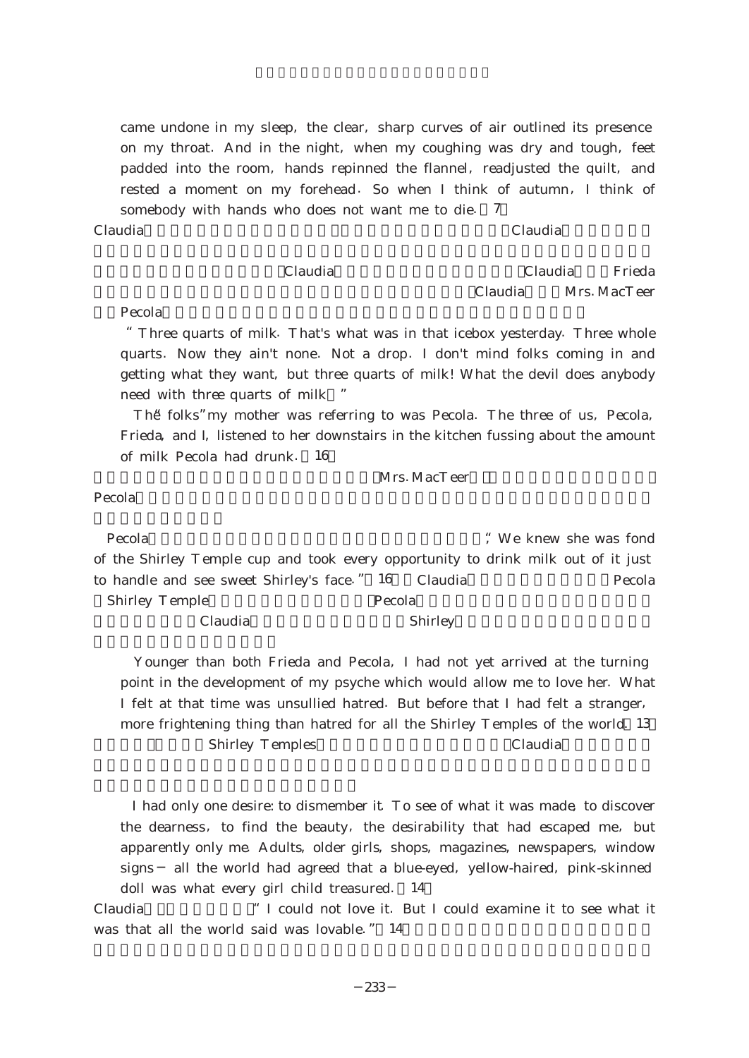came undone in my sleep, the clear, sharp curves of air outlined its presence on my throat. And in the night, when my coughing was dry and tough, feet padded into the room, hands repinned the flannel, readjusted the quilt, and rested a moment on my forehead. So when I think of autumn, I think of somebody with hands who does not want me to die. (7)

Claudia Claudia Claudia Claudia Frieda Claudia Mrs. MacTeer Pecola

"Three quarts of milk. That's what was in that icebox yesterday. Three whole quarts. Now they ain't none. Not a drop. I don't mind folks coming in and getting what they want, but three quarts of milk! What the devil does anybody need with three quarts of milk?"

The "folks" my mother was referring to was Pecola. The three of us, Pecola, Frieda, and I, listened to her downstairs in the kitchen fussing about the amount of milk Pecola had drunk. (16)

Mrs. MacTeer Pecola

Pecola "We knew she was fond of the Shirley Temple cup and took every opportunity to drink milk out of it just to handle and see sweet Shirley's face." (16) Claudia Pecola Shirley Temple Pecola Claudia Shirley

Younger than both Frieda and Pecola, I had not yet arrived at the turning point in the development of my psyche which would allow me to love her. What I felt at that time was unsullied hatred. But before that I had felt a stranger, more frightening thing than hatred for all the Shirley Temples of the world. (13)

Shirley Temples Claudia

I had only one desire: to dismember it. To see of what it was made, to discover the dearness, to find the beauty, the desirability that had escaped me, but apparently only me. Adults, older girls, shops, magazines, newspapers, window signs — all the world had agreed that a blue-eyed, yellow-haired, pink-skinned doll was what every girl child treasured. (14)

Claudia "I could not love it. But I could examine it to see what it was that all the world said was lovable." (14)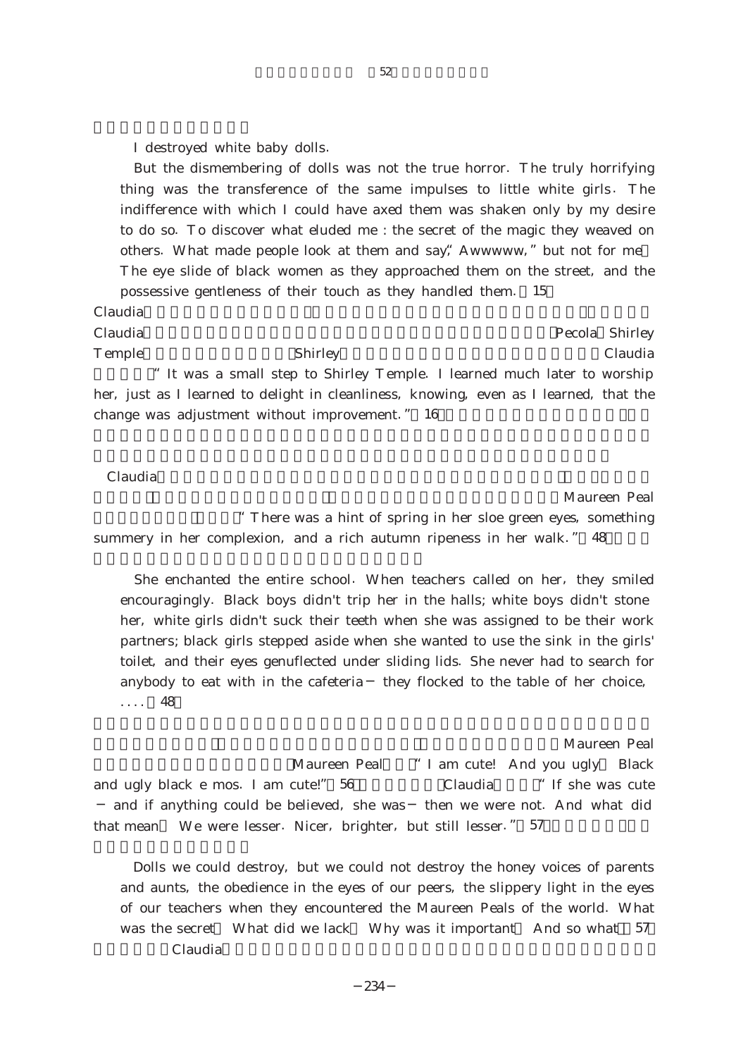I destroyed white baby dolls.

But the dismembering of dolls was not the true horror. The truly horrifying thing was the transference of the same impulses to little white girls. The indifference with which I could have axed them was shaken only by my desire to do so. To discover what eluded me: the secret of the magic they weaved on others. What made people look at them and say, "Awwwww," but not for me? The eye slide of black women as they approached them on the street, and the possessive gentleness of their touch as they handled them. (15)

Claudia

Claudia Pecola Shirley Temple Shirley Claudia

"It was a small step to Shirley Temple. I learned much later to worship her, just as I learned to delight in cleanliness, knowing, even as I learned, that the change was adjustment without improvement." (16)

Claudia Maureen Peal

"There was a hint of spring in her sloe green eyes, something summery in her complexion, and a rich autumn ripeness in her walk." (48)

She enchanted the entire school. When teachers called on her, they smiled encouragingly. Black boys didn't trip her in the halls; white boys didn't stone her, white girls didn't suck their teeth when she was assigned to be their work partners; black girls stepped aside when she wanted to use the sink in the girls' toilet, and their eyes genuflected under sliding lids. She never had to search for anybody to eat with in the cafeteria — they flocked to the table of her choice, .... (48)

Maureen Peal

Maureen Peal "I am cute! And you ugly! Black and ugly black e mos. I am cute!" (56) Claudia "If she was cute — and if anything could be believed, she was — then we were not. And what did that mean? We were lesser. Nicer, brighter, but still lesser." (57)

Dolls we could destroy, but we could not destroy the honey voices of parents and aunts, the obedience in the eyes of our peers, the slippery light in the eyes of our teachers when they encountered the Maureen Peals of the world. What was the secret? What did we lack? Why was it important? And so what? (57)

Claudia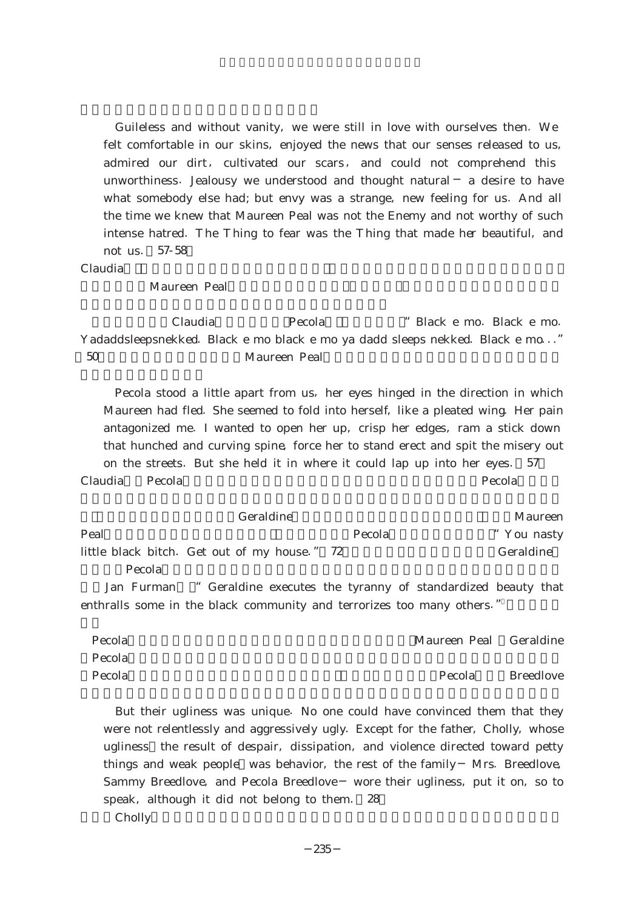Guileless and without vanity, we were still in love with ourselves then. We felt comfortable in our skins, enjoyed the news that our senses released to us, admired our dirt, cultivated our scars, and could not comprehend this unworthiness. Jealousy we understood and thought natural — a desire to have what somebody else had; but envy was a strange, new feeling for us. And all the time we knew that Maureen Peal was not the Enemy and not worthy of such intense hatred. The Thing to fear was the Thing that made her beautiful, and not us. (57-58)

Claudia Maureen Peal

Claudia Pecola "Black e mo. Black e mo. Yadaddsleepsnekked. Black e mo black e mo ya dadd sleeps nekked. Black e mo..." (50) Maureen Peal

Pecola stood a little apart from us, her eyes hinged in the direction in which Maureen had fled. She seemed to fold into herself, like a pleated wing. Her pain antagonized me. I wanted to open her up, crisp her edges, ram a stick down that hunched and curving spine, force her to stand erect and spit the misery out on the streets. But she held it in where it could lap up into her eyes. (57)

Claudia Pecola Pecola

Geraldine Maureen Peal Pecola "You nasty little black bitch. Get out of my house." (72) Geraldine Pecola

Jan Furman "Geraldine executes the tyranny of standardized beauty that enthralls some in the black community and terrorizes too many others."

Pecola Maureen Peal Geraldine Pecola Pecola Pecola Breedlove

But their ugliness was unique. No one could have convinced them that they were not relentlessly and aggressively ugly. Except for the father, Cholly, whose ugliness (the result of despair, dissipation, and violence directed toward petty things and weak people) was behavior, the rest of the family — Mrs. Breedlove, Sammy Breedlove, and Pecola Breedlove — wore their ugliness, put it on, so to speak, although it did not belong to them. (28)

Cholly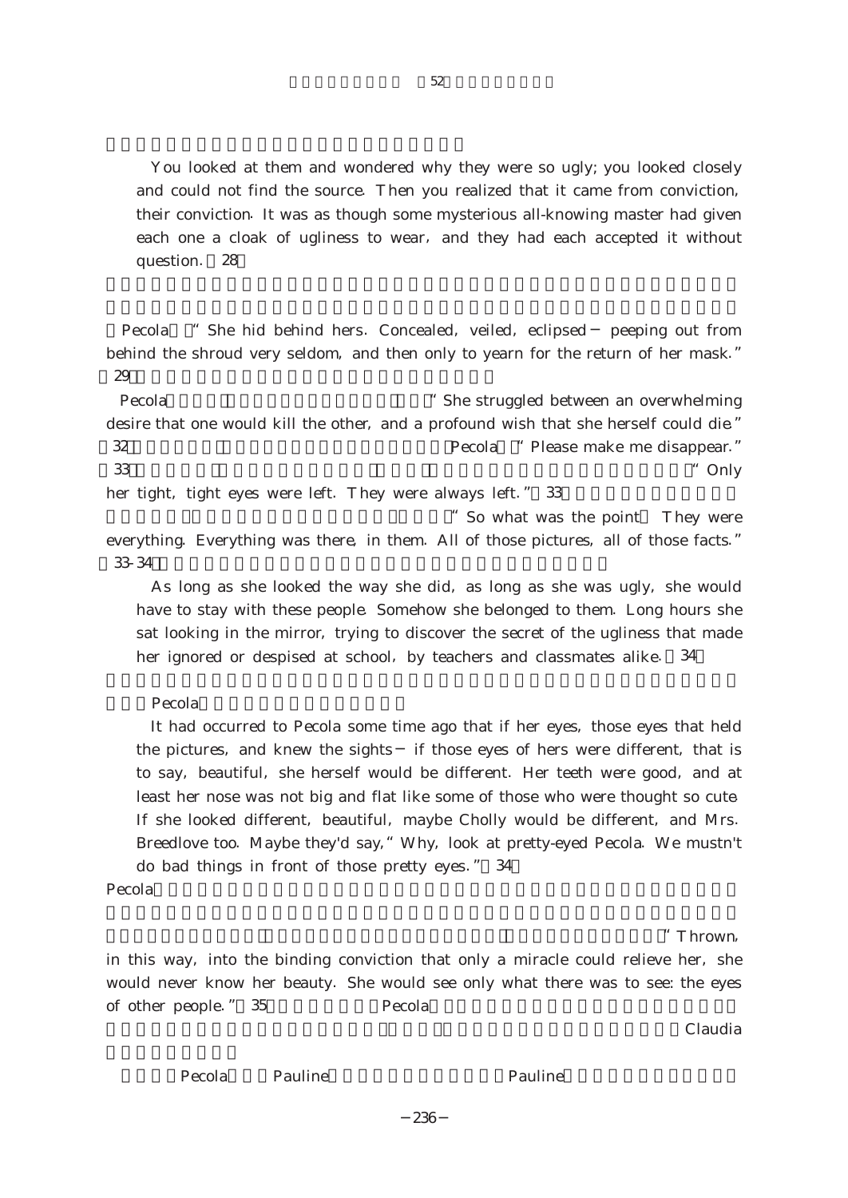You looked at them and wondered why they were so ugly; you looked closely and could not find the source. Then you realized that it came from conviction, their conviction. It was as though some mysterious all-knowing master had given each one a cloak of ugliness to wear, and they had each accepted it without question. （28）

Pecola "She hid behind hers. Concealed, veiled, eclipsed — peeping out from behind the shroud very seldom, and then only to yearn for the return of her mask." （29）

Pecola "She struggled between an overwhelming desire that one would kill the other, and a profound wish that she herself could die." （32） Pecola "Please make me disappear." （33） "Only her tight, tight eyes were left. They were always left." （33） "So what was the point? They were everything. Everything was there, in them. All of those pictures, all of those facts." （33-34）

> As long as she looked the way she did, as long as she was ugly, she would have to stay with these people. Somehow she belonged to them. Long hours she sat looking in the mirror, trying to discover the secret of the ugliness that made her ignored or despised at school, by teachers and classmates alike. （34）

Pecola

> It had occurred to Pecola some time ago that if her eyes, those eyes that held the pictures, and knew the sights — if those eyes of hers were different, that is to say, beautiful, she herself would be different. Her teeth were good, and at least her nose was not big and flat like some of those who were thought so cute. If she looked different, beautiful, maybe Cholly would be different, and Mrs. Breedlove too. Maybe they'd say, "Why, look at pretty-eyed Pecola. We mustn't do bad things in front of those pretty eyes." （34）

Pecola

"Thrown, in this way, into the binding conviction that only a miracle could relieve her, she would never know her beauty. She would see only what there was to see: the eyes of other people." （35） Pecola Claudia

Pecola Pauline Pauline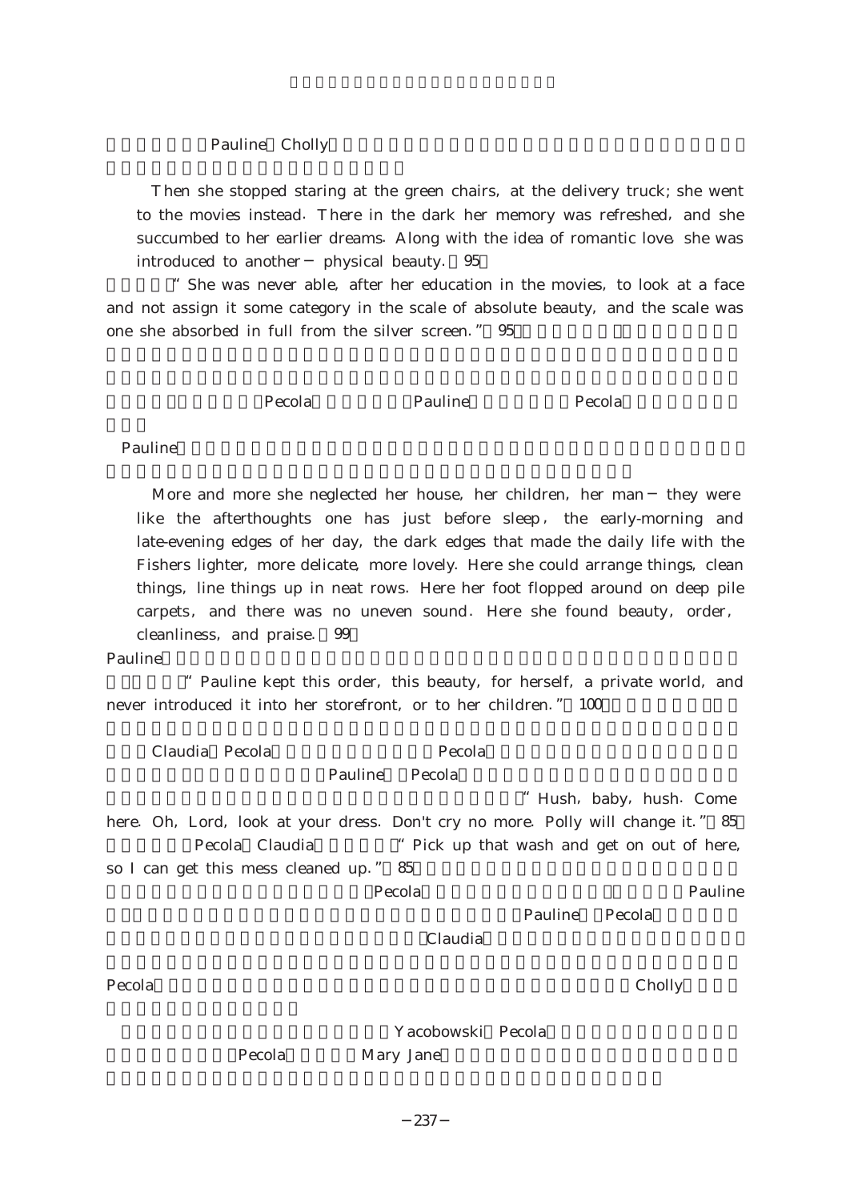Pauline Cholly

> Then she stopped staring at the green chairs, at the delivery truck; she went to the movies instead. There in the dark her memory was refreshed, and she succumbed to her earlier dreams. Along with the idea of romantic love, she was introduced to another — physical beauty. 95

"She was never able, after her education in the movies, to look at a face and not assign it some category in the scale of absolute beauty, and the scale was one she absorbed in full from the silver screen." 95

Pecola Pauline Pecola

Pauline

> More and more she neglected her house, her children, her man — they were like the afterthoughts one has just before sleep, the early-morning and late-evening edges of her day, the dark edges that made the daily life with the Fishers lighter, more delicate, more lovely. Here she could arrange things, clean things, line things up in neat rows. Here her foot flopped around on deep pile carpets, and there was no uneven sound. Here she found beauty, order, cleanliness, and praise. 99

Pauline

"Pauline kept this order, this beauty, for herself, a private world, and never introduced it into her storefront, or to her children." 100

Claudia Pecola Pecola

Pauline Pecola

"Hush, baby, hush. Come here. Oh, Lord, look at your dress. Don't cry no more. Polly will change it." 85

Pecola Claudia "Pick up that wash and get on out of here, so I can get this mess cleaned up." 85

Pecola Pauline

Pauline Pecola

Claudia

Pecola Cholly

Yacobowski Pecola

Pecola Mary Jane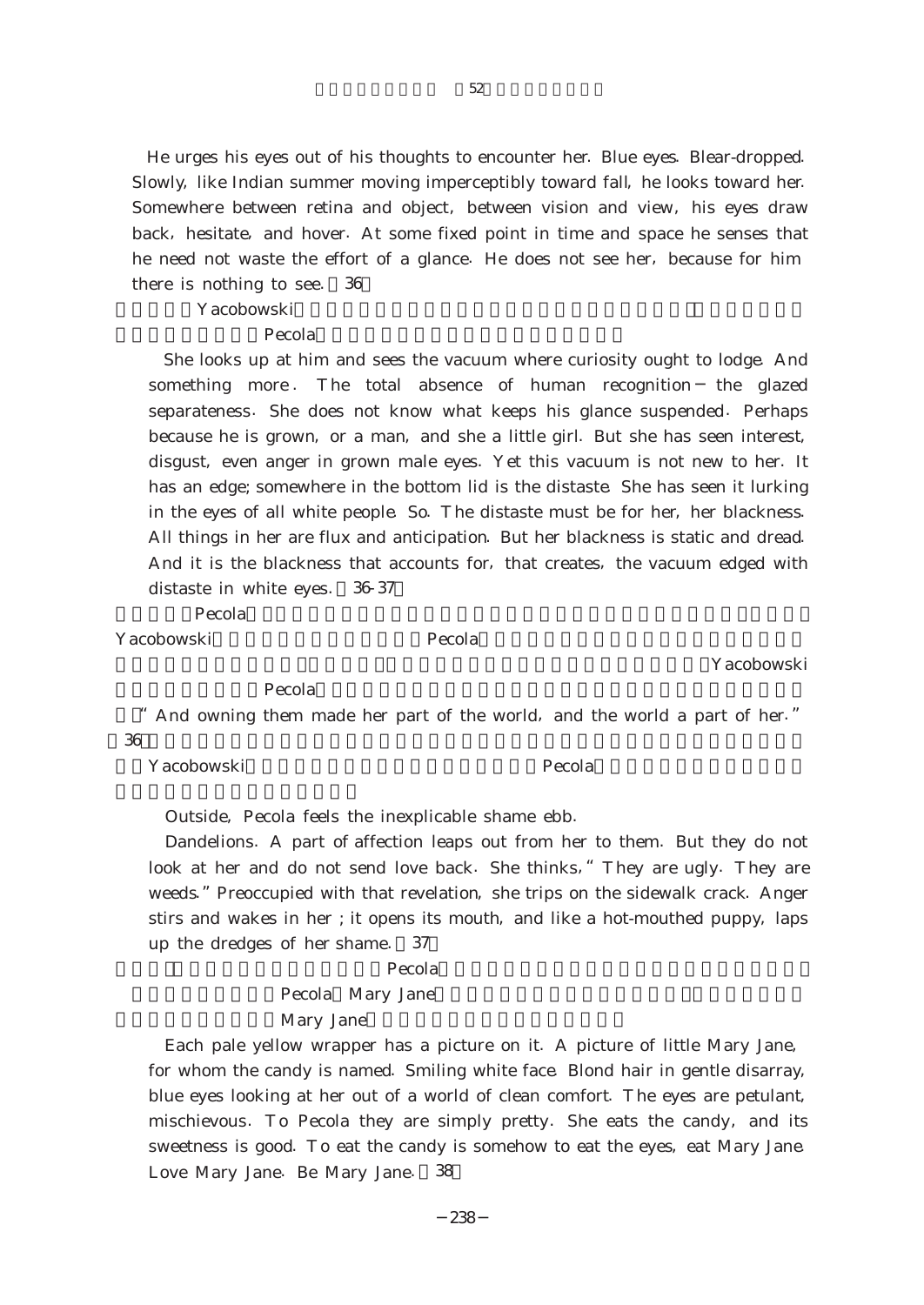He urges his eyes out of his thoughts to encounter her. Blue eyes. Blear-dropped. Slowly, like Indian summer moving imperceptibly toward fall, he looks toward her. Somewhere between retina and object, between vision and view, his eyes draw back, hesitate, and hover. At some fixed point in time and space he senses that he need not waste the effort of a glance. He does not see her, because for him there is nothing to see. 36

Yacobowski

Pecola

She looks up at him and sees the vacuum where curiosity ought to lodge. And something more. The total absence of human recognition — the glazed separateness. She does not know what keeps his glance suspended. Perhaps because he is grown, or a man, and she a little girl. But she has seen interest, disgust, even anger in grown male eyes. Yet this vacuum is not new to her. It has an edge; somewhere in the bottom lid is the distaste. She has seen it lurking in the eyes of all white people. So. The distaste must be for her, her blackness. All things in her are flux and anticipation. But her blackness is static and dread. And it is the blackness that accounts for, that creates, the vacuum edged with distaste in white eyes. 36-37

Pecola

Yacobowski Pecola

Yacobowski

Pecola

"And owning them made her part of the world, and the world a part of her."

36

Yacobowski Pecola

Outside, Pecola feels the inexplicable shame ebb.

Dandelions. A part of affection leaps out from her to them. But they do not look at her and do not send love back. She thinks, "They are ugly. They are weeds." Preoccupied with that revelation, she trips on the sidewalk crack. Anger stirs and wakes in her; it opens its mouth, and like a hot-mouthed puppy, laps up the dredges of her shame. 37

Pecola

Pecola Mary Jane

Mary Jane

Each pale yellow wrapper has a picture on it. A picture of little Mary Jane, for whom the candy is named. Smiling white face. Blond hair in gentle disarray, blue eyes looking at her out of a world of clean comfort. The eyes are petulant, mischievous. To Pecola they are simply pretty. She eats the candy, and its sweetness is good. To eat the candy is somehow to eat the eyes, eat Mary Jane. Love Mary Jane. Be Mary Jane. 38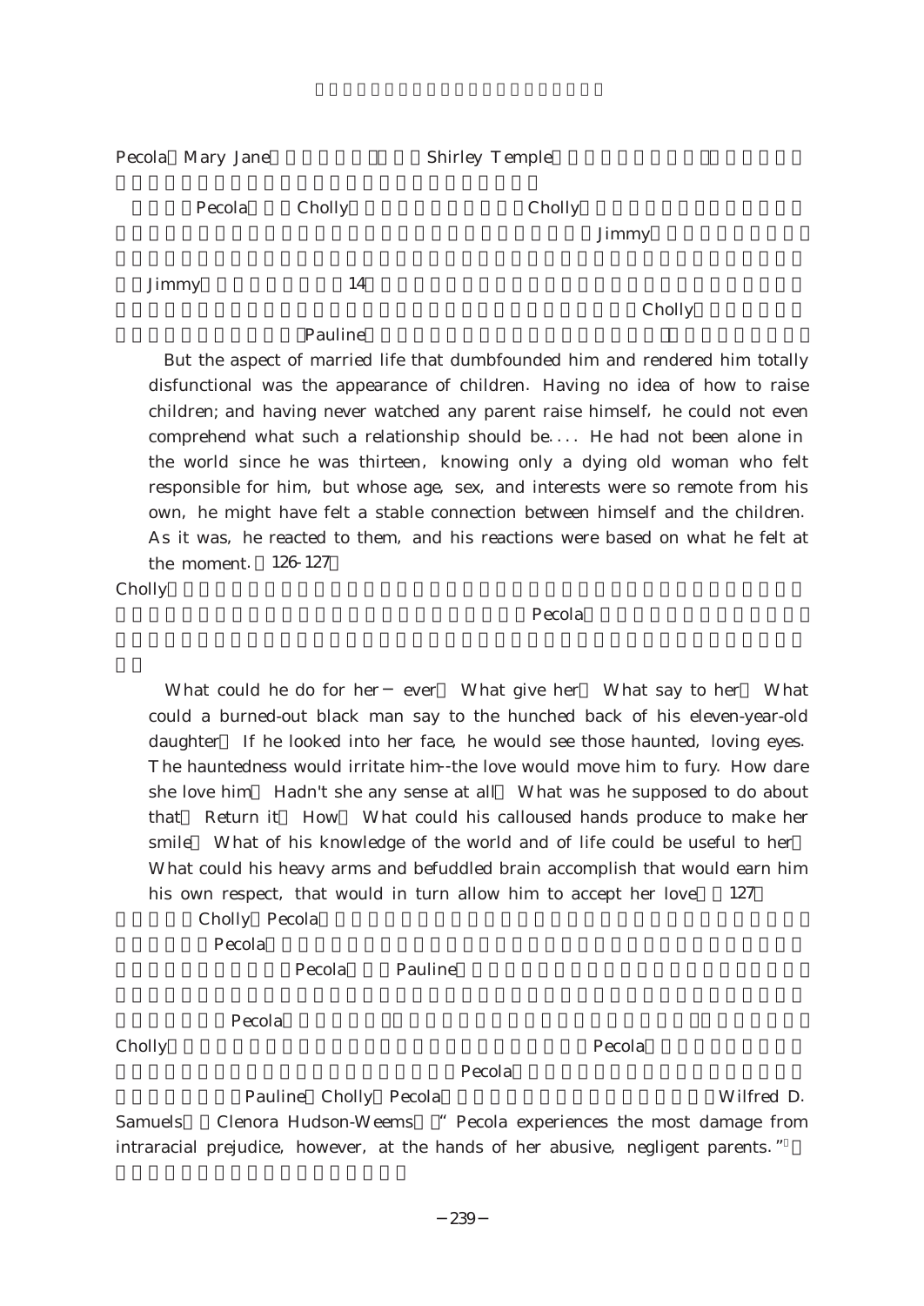Pecola Mary Jane Shirley Temple

Pecola Cholly Cholly

Jimmy

Jimmy 14

Cholly

Pauline

> But the aspect of married life that dumbfounded him and rendered him totally disfunctional was the appearance of children. Having no idea of how to raise children; and having never watched any parent raise himself, he could not even comprehend what such a relationship should be. . . . He had not been alone in the world since he was thirteen, knowing only a dying old woman who felt responsible for him, but whose age, sex, and interests were so remote from his own, he might have felt a stable connection between himself and the children. As it was, he reacted to them, and his reactions were based on what he felt at the moment. 126-127

Cholly

Pecola

> What could he do for her − ever What give her What say to her What could a burned-out black man say to the hunched back of his eleven-year-old daughter If he looked into her face, he would see those haunted, loving eyes. The hauntedness would irritate him--the love would move him to fury. How dare she love him Hadn't she any sense at all What was he supposed to do about that Return it How What could his calloused hands produce to make her smile What of his knowledge of the world and of life could be useful to her What could his heavy arms and befuddled brain accomplish that would earn him his own respect, that would in turn allow him to accept her love 127

Cholly Pecola

Pecola

Pecola Pauline

Pecola

Cholly Pecola

Pecola

Pauline Cholly Pecola Wilfred D. Samuels Clenora Hudson-Weems "Pecola experiences the most damage from intraracial prejudice, however, at the hands of her abusive, negligent parents."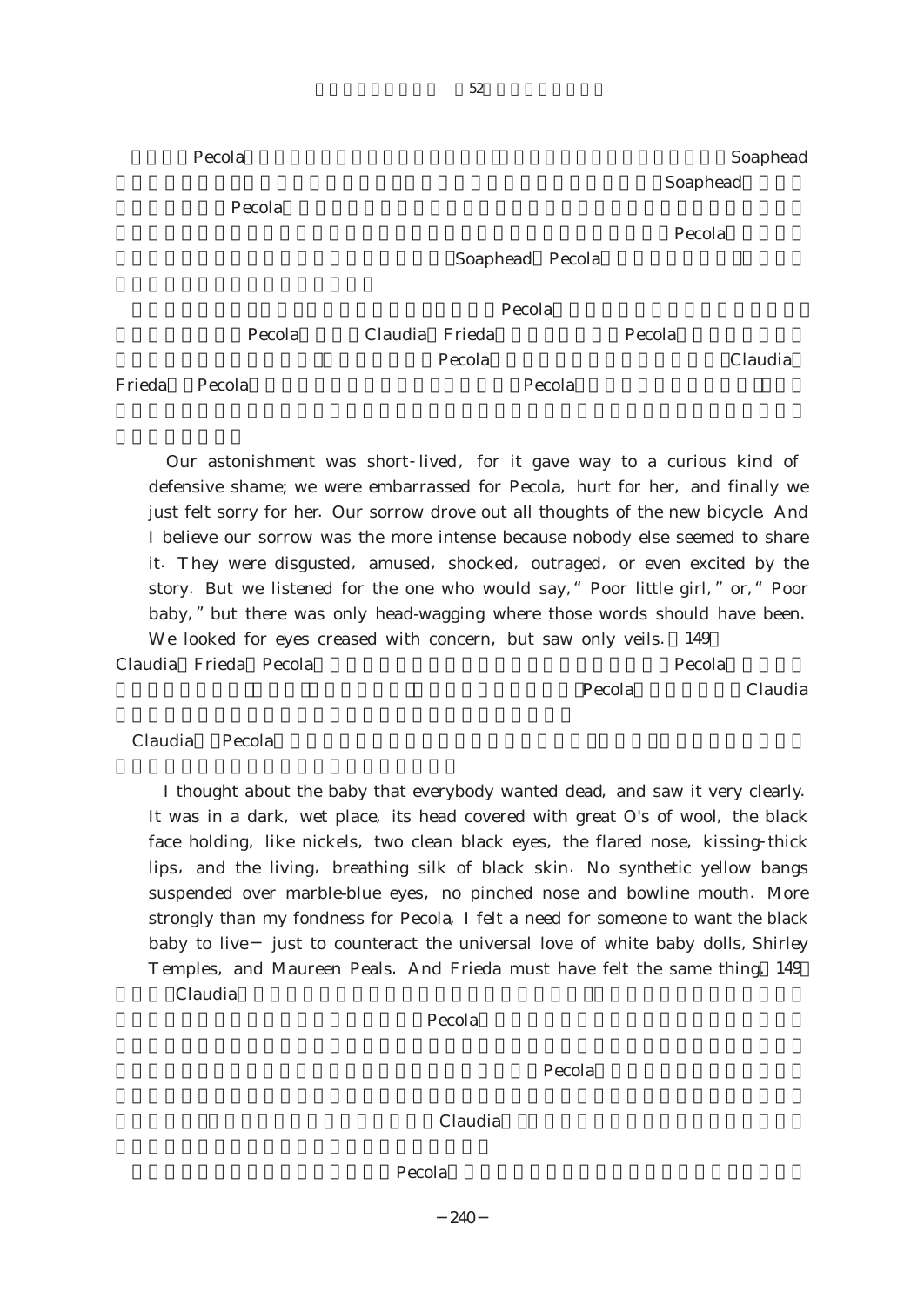Pecola Soaphead

Soaphead

Pecola

Pecola

Soaphead Pecola

Pecola

Pecola Claudia Frieda Pecola

Pecola Claudia

Frieda Pecola Pecola

> Our astonishment was short-lived, for it gave way to a curious kind of defensive shame; we were embarrassed for Pecola, hurt for her, and finally we just felt sorry for her. Our sorrow drove out all thoughts of the new bicycle. And I believe our sorrow was the more intense because nobody else seemed to share it. They were disgusted, amused, shocked, outraged, or even excited by the story. But we listened for the one who would say, "Poor little girl," or, "Poor baby," but there was only head-wagging where those words should have been. We looked for eyes creased with concern, but saw only veils. 149

Claudia Frieda Pecola Pecola

Pecola Claudia

Claudia Pecola

> I thought about the baby that everybody wanted dead, and saw it very clearly. It was in a dark, wet place, its head covered with great O's of wool, the black face holding, like nickels, two clean black eyes, the flared nose, kissing-thick lips, and the living, breathing silk of black skin. No synthetic yellow bangs suspended over marble-blue eyes, no pinched nose and bowline mouth. More strongly than my fondness for Pecola, I felt a need for someone to want the black baby to live—just to counteract the universal love of white baby dolls, Shirley Temples, and Maureen Peals. And Frieda must have felt the same thing. 149

Claudia

Pecola

Pecola

Claudia

Pecola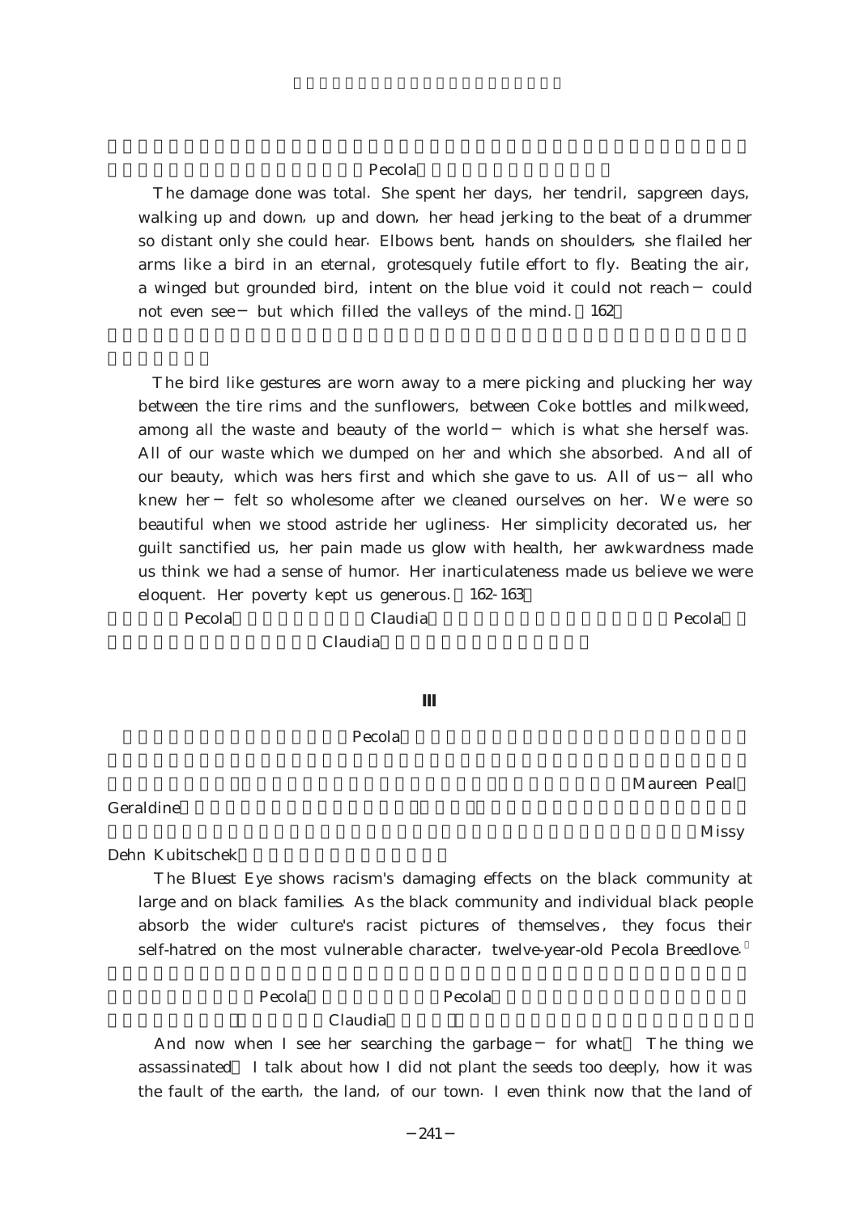Pecola

The damage done was total. She spent her days, her tendril, sapgreen days, walking up and down, up and down, her head jerking to the beat of a drummer so distant only she could hear. Elbows bent, hands on shoulders, she flailed her arms like a bird in an eternal, grotesquely futile effort to fly. Beating the air, a winged but grounded bird, intent on the blue void it could not reach − could not even see − but which filled the valleys of the mind. (162)

The bird like gestures are worn away to a mere picking and plucking her way between the tire rims and the sunflowers, between Coke bottles and milkweed, among all the waste and beauty of the world − which is what she herself was. All of our waste which we dumped on her and which she absorbed. And all of our beauty, which was hers first and which she gave to us. All of us − all who knew her − felt so wholesome after we cleaned ourselves on her. We were so beautiful when we stood astride her ugliness. Her simplicity decorated us, her guilt sanctified us, her pain made us glow with health, her awkwardness made us think we had a sense of humor. Her inarticulateness made us believe we were eloquent. Her poverty kept us generous. (162-163)

Pecola Claudia Pecola Claudia

## III

Pecola Maureen Peal Geraldine Missy Dehn Kubitschek

The Bluest Eye shows racism's damaging effects on the black community at large and on black families. As the black community and individual black people absorb the wider culture's racist pictures of themselves, they focus their self-hatred on the most vulnerable character, twelve-year-old Pecola Breedlove.

Pecola Pecola Claudia

And now when I see her searching the garbage − for what? The thing we assassinated? I talk about how I did not plant the seeds too deeply, how it was the fault of the earth, the land, of our town. I even think now that the land of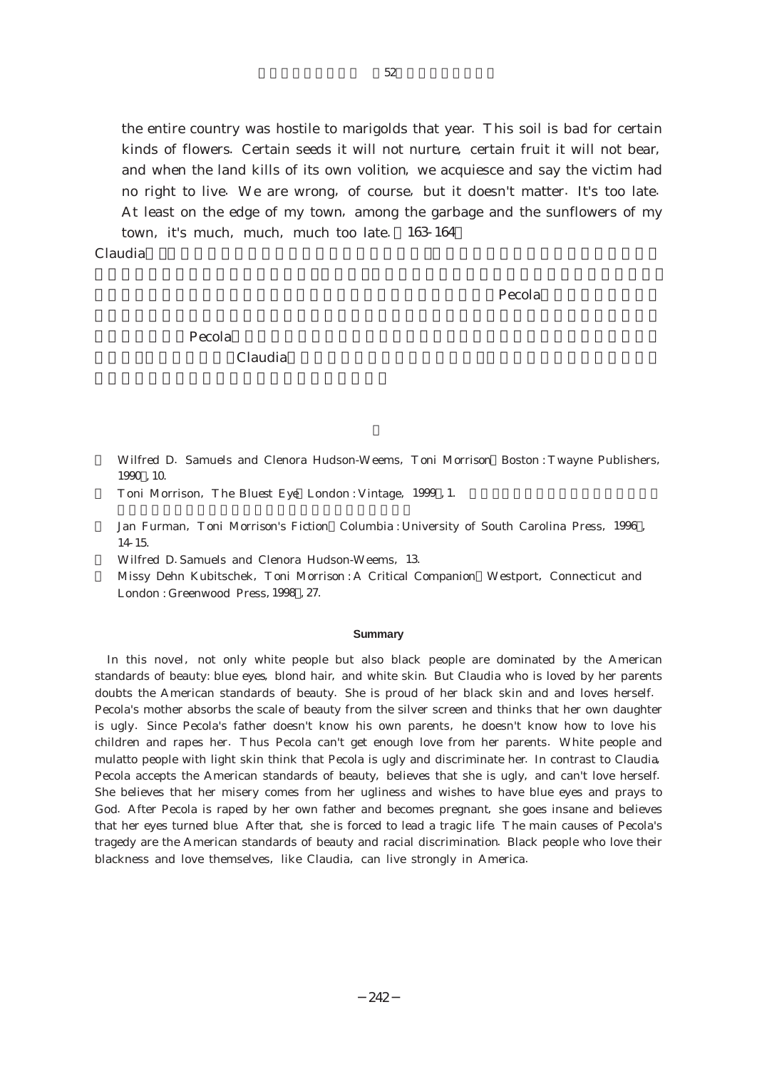the entire country was hostile to marigolds that year. This soil is bad for certain kinds of flowers. Certain seeds it will not nurture, certain fruit it will not bear, and when the land kills of its own volition, we acquiesce and say the victim had no right to live. We are wrong, of course, but it doesn't matter. It's too late. At least on the edge of my town, among the garbage and the sunflowers of my town, it's much, much, much too late. 163-164

Claudia

Pecola

Pecola

Claudia

Wilfred D. Samuels and Clenora Hudson-Weems, Toni Morrison Boston : Twayne Publishers, 1990 , 10.

Toni Morrison, The Bluest Eye London : Vintage, 1999 , 1.

Jan Furman, Toni Morrison's Fiction Columbia : University of South Carolina Press, 1996 , 14-15.

Wilfred D. Samuels and Clenora Hudson-Weems, 13.

Missy Dehn Kubitschek, Toni Morrison : A Critical Companion Westport, Connecticut and London : Greenwood Press, 1998 , 27.

## Summary

In this novel, not only white people but also black people are dominated by the American standards of beauty: blue eyes, blond hair, and white skin. But Claudia who is loved by her parents doubts the American standards of beauty. She is proud of her black skin and and loves herself. Pecola's mother absorbs the scale of beauty from the silver screen and thinks that her own daughter is ugly. Since Pecola's father doesn't know his own parents, he doesn't know how to love his children and rapes her. Thus Pecola can't get enough love from her parents. White people and mulatto people with light skin think that Pecola is ugly and discriminate her. In contrast to Claudia, Pecola accepts the American standards of beauty, believes that she is ugly, and can't love herself. She believes that her misery comes from her ugliness and wishes to have blue eyes and prays to God. After Pecola is raped by her own father and becomes pregnant, she goes insane and believes that her eyes turned blue. After that, she is forced to lead a tragic life. The main causes of Pecola's tragedy are the American standards of beauty and racial discrimination. Black people who love their blackness and love themselves, like Claudia, can live strongly in America.